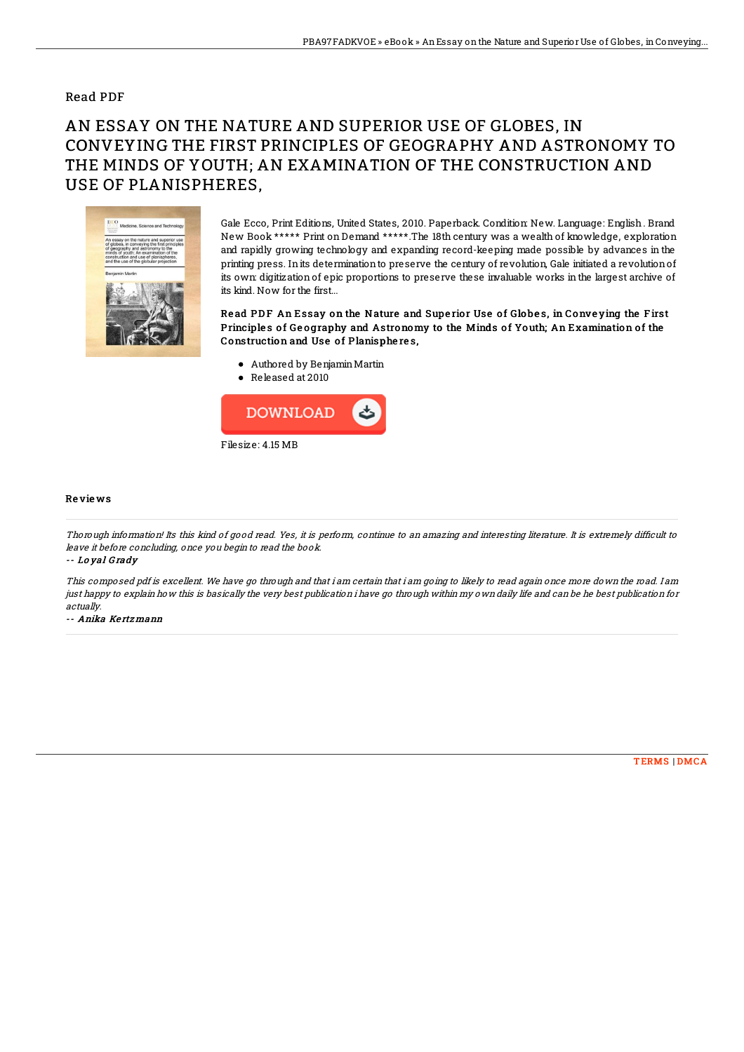## Read PDF

# AN ESSAY ON THE NATURE AND SUPERIOR USE OF GLOBES, IN CONVEYING THE FIRST PRINCIPLES OF GEOGRAPHY AND ASTRONOMY TO THE MINDS OF YOUTH; AN EXAMINATION OF THE CONSTRUCTION AND USE OF PLANISPHERES,

Gale Ecco, Print Editions, United States, 2010. Paperback. Condition: New. Language: English . Brand New Book ***** Print on Demand *****.The 18th century was a wealth of knowledge, exploration and rapidly growing technology and expanding record-keeping made possible by advances in the printing press. In its determination to preserve the century of revolution, Gale initiated a revolution of its own: digitization of epic proportions to preserve these invaluable works in the largest archive of its kind. Now for the first...

**Read PDF An Essay on the Nature and Superior Use of Globes, in Conveying the First Principles of Geography and Astronomy to the Minds of Youth; An Examination of the Construction and Use of Planispheres,**

- Authored by Benjamin Martin
- Released at 2010

DOWNLOAD

Filesize: 4.15 MB

### Reviews

*Thorough information! Its this kind of good read. Yes, it is perform, continue to an amazing and interesting literature. It is extremely difficult to leave it before concluding, once you begin to read the book.*

-- *Loyal Grady*

*This composed pdf is excellent. We have go through and that i am certain that i am going to likely to read again once more down the road. I am just happy to explain how this is basically the very best publication i have go through within my own daily life and can be he best publication for actually.*

-- *Anika Kertzmann*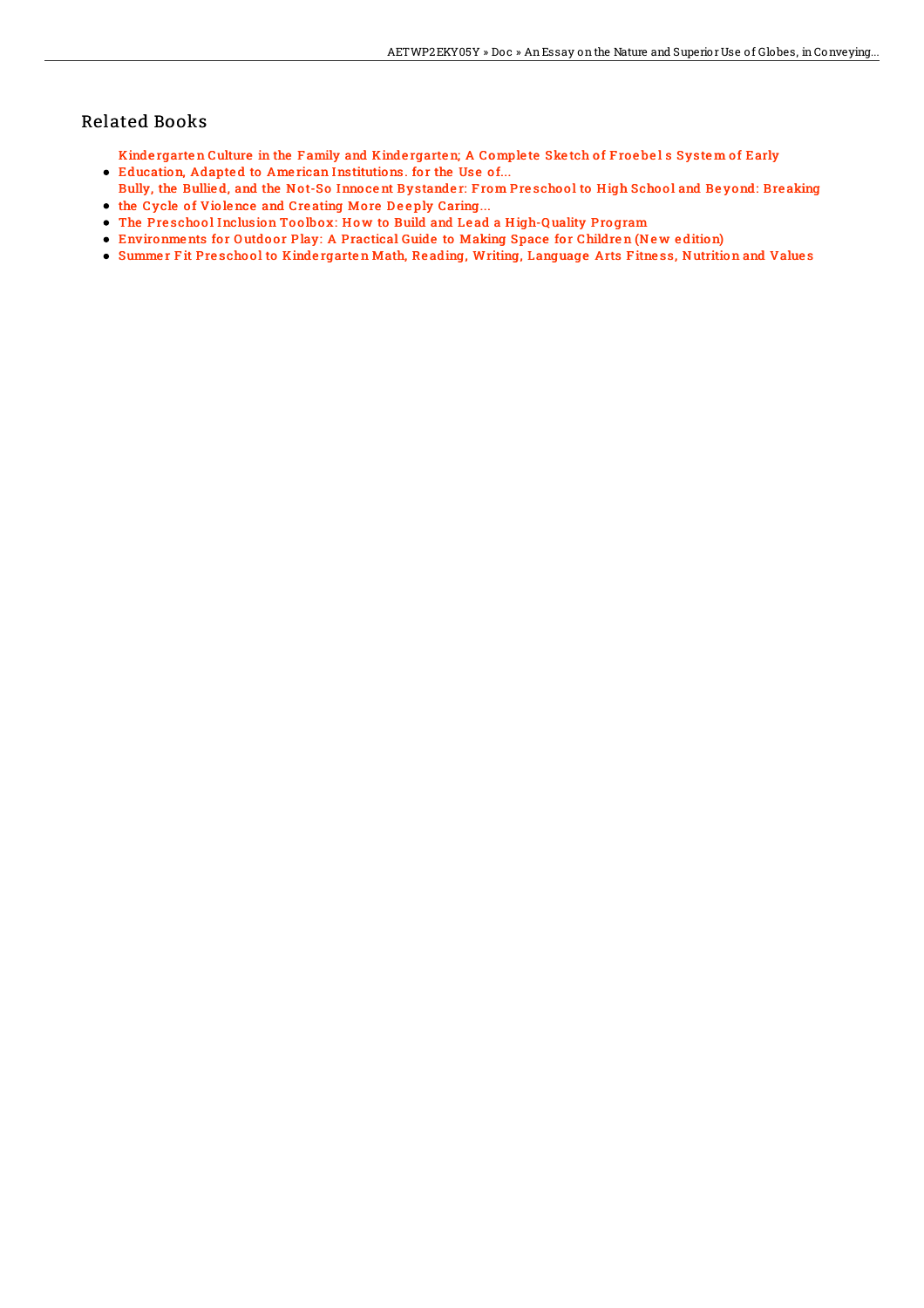## Related Books

- Kindergarten Culture in the Family and Kindergarten; A Complete Sketch of Froebel s System of Early Education, Adapted to American Institutions. for the Use of...
- Bully, the Bullied, and the Not-So Innocent Bystander: From Preschool to High School and Beyond: Breaking the Cycle of Violence and Creating More Deeply Caring...
- The Preschool Inclusion Toolbox: How to Build and Lead a High-Quality Program
- Environments for Outdoor Play: A Practical Guide to Making Space for Children (New edition)
- Summer Fit Preschool to Kindergarten Math, Reading, Writing, Language Arts Fitness, Nutrition and Values